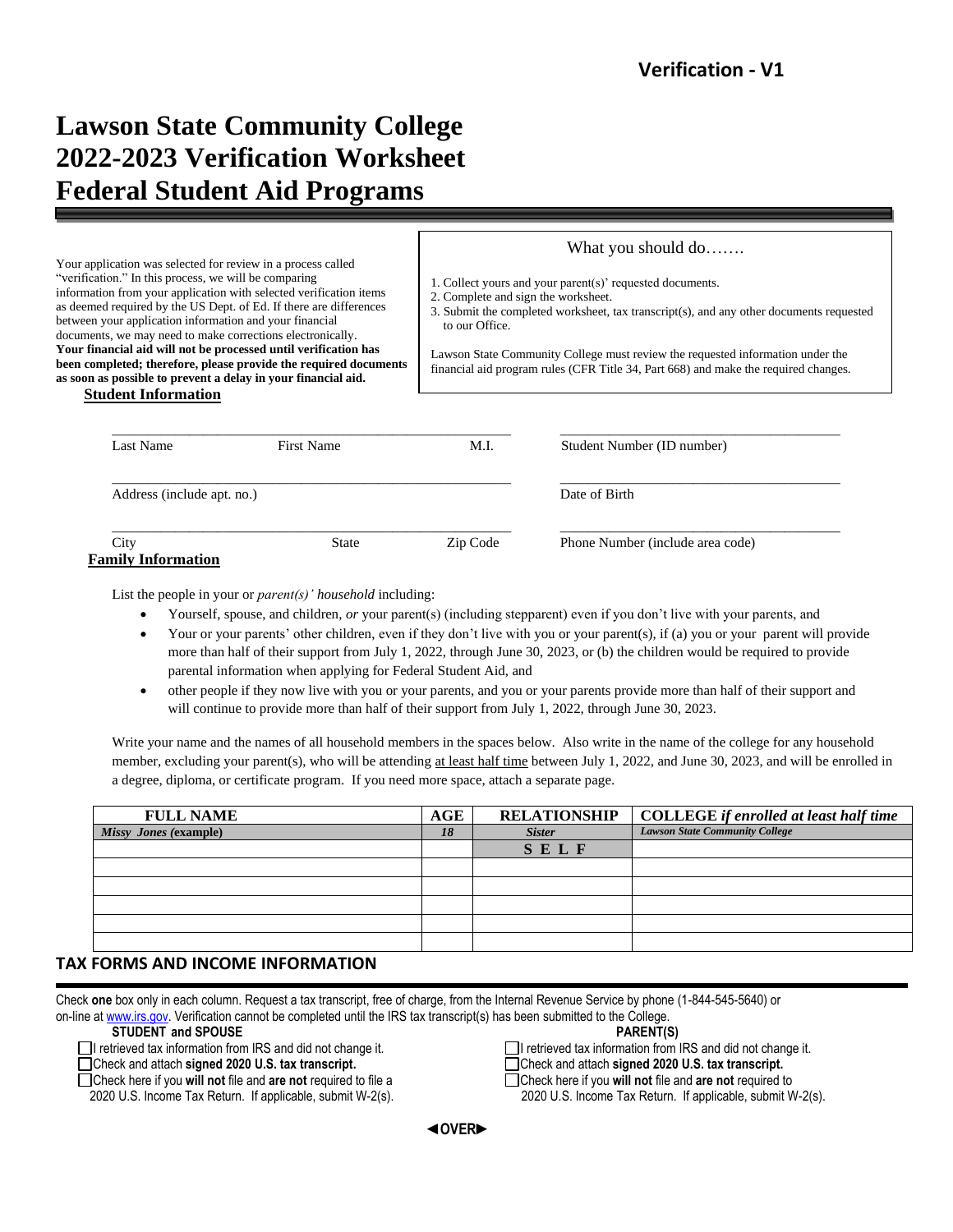**Verification - V1**

# Lawson State Community College
# 2022-2023 Verification Worksheet
# Federal Student Aid Programs

Your application was selected for review in a process called "verification." In this process, we will be comparing information from your application with selected verification items as deemed required by the US Dept. of Ed. If there are differences between your application information and your financial documents, we may need to make corrections electronically. **Your financial aid will not be processed until verification has been completed; therefore, please provide the required documents as soon as possible to prevent a delay in your financial aid.**

What you should do…….

1. Collect yours and your parent(s)' requested documents.
2. Complete and sign the worksheet.
3. Submit the completed worksheet, tax transcript(s), and any other documents requested to our Office.

Lawson State Community College must review the requested information under the financial aid program rules (CFR Title 34, Part 668) and make the required changes.

## Student Information

______________________________________________ ______________________________

Last Name First Name M.I. Student Number (ID number)

______________________________________________ ______________________________

Address (include apt. no.) Date of Birth

______________________________________________ ______________________________

City State Zip Code Phone Number (include area code)

## Family Information

List the people in your or *parent(s)' household* including:

- Yourself, spouse, and children, *or* your parent(s) (including stepparent) even if you don't live with your parents, and
- Your or your parents' other children, even if they don't live with you or your parent(s), if (a) you or your parent will provide more than half of their support from July 1, 2022, through June 30, 2023, or (b) the children would be required to provide parental information when applying for Federal Student Aid, and
- other people if they now live with you or your parents, and you or your parents provide more than half of their support and will continue to provide more than half of their support from July 1, 2022, through June 30, 2023.

Write your name and the names of all household members in the spaces below. Also write in the name of the college for any household member, excluding your parent(s), who will be attending at least half time between July 1, 2022, and June 30, 2023, and will be enrolled in a degree, diploma, or certificate program. If you need more space, attach a separate page.

| FULL NAME | AGE | RELATIONSHIP | COLLEGE *if enrolled at least half time* |
|---|---|---|---|
| *Missy Jones (example)* | *18* | *Sister* | *Lawson State Community College* |
| | | S E L F | |
| | | | |
| | | | |
| | | | |
| | | | |
| | | | |

## TAX FORMS AND INCOME INFORMATION

Check **one** box only in each column. Request a tax transcript, free of charge, from the Internal Revenue Service by phone (1-844-545-5640) or on-line at www.irs.gov. Verification cannot be completed until the IRS tax transcript(s) has been submitted to the College.

**STUDENT and SPOUSE**

- ☐ I retrieved tax information from IRS and did not change it.
- ☐ Check and attach **signed 2020 U.S. tax transcript.**
- ☐ Check here if you **will not** file and **are not** required to file a 2020 U.S. Income Tax Return. If applicable, submit W-2(s).

**PARENT(S)**

- ☐ I retrieved tax information from IRS and did not change it.
- ☐ Check and attach **signed 2020 U.S. tax transcript.**
- ☐ Check here if you **will not** file and **are not** required to 2020 U.S. Income Tax Return. If applicable, submit W-2(s).

◄**OVER**►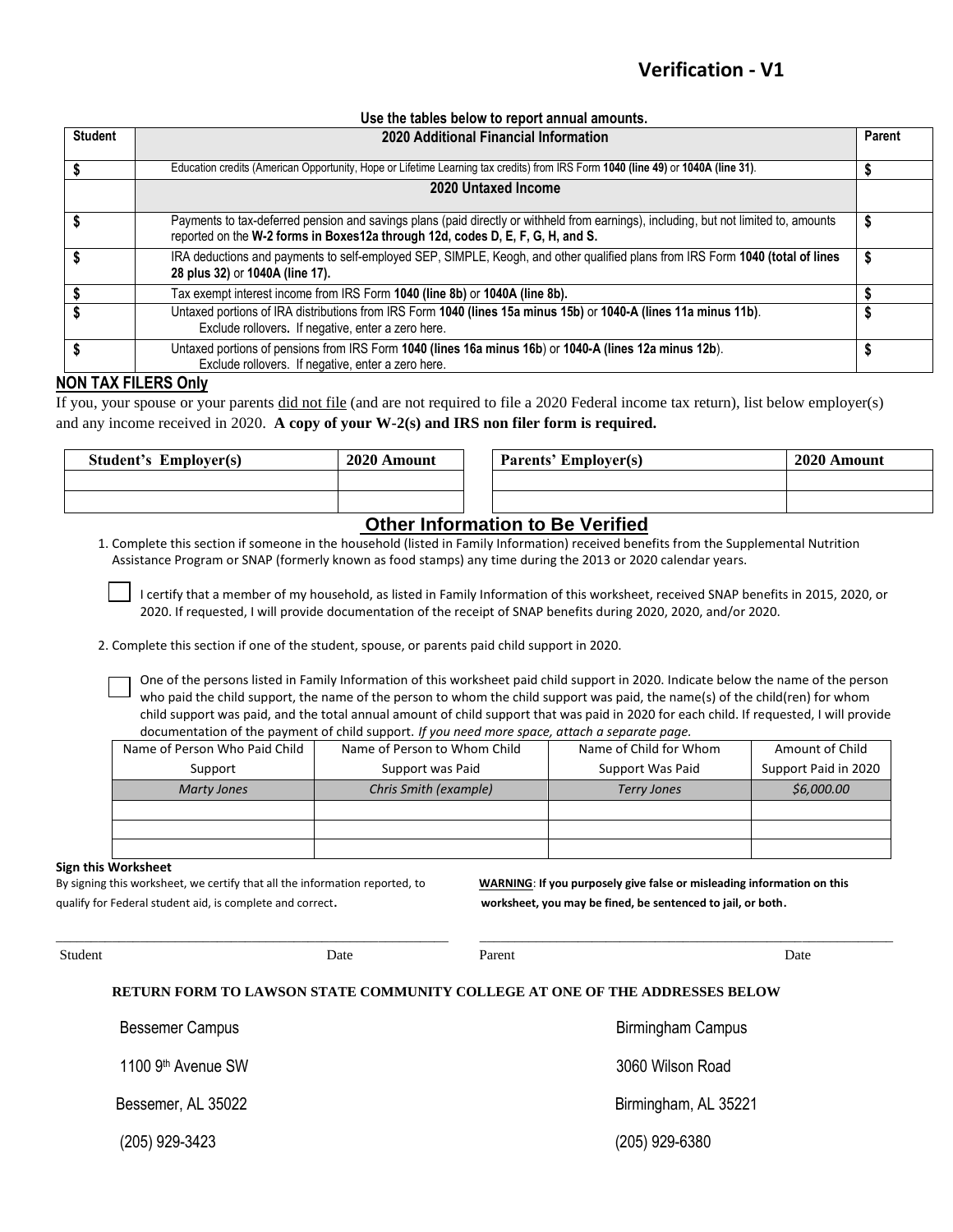# Verification - V1

**Use the tables below to report annual amounts.**

| Student | 2020 Additional Financial Information | Parent |
|---|---|---|
| $ | Education credits (American Opportunity, Hope or Lifetime Learning tax credits) from IRS Form **1040 (line 49)** or **1040A (line 31)**. | $ |
| | **2020 Untaxed Income** | |
| $ | Payments to tax-deferred pension and savings plans (paid directly or withheld from earnings), including, but not limited to, amounts reported on the **W-2 forms in Boxes12a through 12d, codes D, E, F, G, H, and S.** | $ |
| $ | IRA deductions and payments to self-employed SEP, SIMPLE, Keogh, and other qualified plans from IRS Form **1040 (total of lines 28 plus 32)** or **1040A (line 17).** | $ |
| $ | Tax exempt interest income from IRS Form **1040 (line 8b)** or **1040A (line 8b).** | $ |
| $ | Untaxed portions of IRA distributions from IRS Form **1040 (lines 15a minus 15b)** or **1040-A (lines 11a minus 11b)**. Exclude rollovers**.** If negative, enter a zero here. | $ |
| $ | Untaxed portions of pensions from IRS Form **1040 (lines 16a minus 16b**) or **1040-A (lines 12a minus 12b**). Exclude rollovers. If negative, enter a zero here. | $ |

**NON TAX FILERS Only**

If you, your spouse or your parents did not file (and are not required to file a 2020 Federal income tax return), list below employer(s) and any income received in 2020. **A copy of your W-2(s) and IRS non filer form is required.**

| Student's Employer(s) | 2020 Amount |
|---|---|
| | |
| | |

| Parents' Employer(s) | 2020 Amount |
|---|---|
| | |
| | |

## Other Information to Be Verified

1. Complete this section if someone in the household (listed in Family Information) received benefits from the Supplemental Nutrition Assistance Program or SNAP (formerly known as food stamps) any time during the 2013 or 2020 calendar years.

☐ I certify that a member of my household, as listed in Family Information of this worksheet, received SNAP benefits in 2015, 2020, or 2020. If requested, I will provide documentation of the receipt of SNAP benefits during 2020, 2020, and/or 2020.

2. Complete this section if one of the student, spouse, or parents paid child support in 2020.

☐ One of the persons listed in Family Information of this worksheet paid child support in 2020. Indicate below the name of the person who paid the child support, the name of the person to whom the child support was paid, the name(s) of the child(ren) for whom child support was paid, and the total annual amount of child support that was paid in 2020 for each child. If requested, I will provide documentation of the payment of child support. *If you need more space, attach a separate page.*

| Name of Person Who Paid Child Support | Name of Person to Whom Child Support was Paid | Name of Child for Whom Support Was Paid | Amount of Child Support Paid in 2020 |
|---|---|---|---|
| *Marty Jones* | *Chris Smith (example)* | *Terry Jones* | *$6,000.00* |
| | | | |
| | | | |
| | | | |

**Sign this Worksheet**

By signing this worksheet, we certify that all the information reported, to qualify for Federal student aid, is complete and correct**.**

**WARNING**: **If you purposely give false or misleading information on this worksheet, you may be fined, be sentenced to jail, or both.**

______________________________ Student Date

______________________________ Parent Date

**RETURN FORM TO LAWSON STATE COMMUNITY COLLEGE AT ONE OF THE ADDRESSES BELOW**

Bessemer Campus
1100 9th Avenue SW
Bessemer, AL 35022
(205) 929-3423

Birmingham Campus
3060 Wilson Road
Birmingham, AL 35221
(205) 929-6380